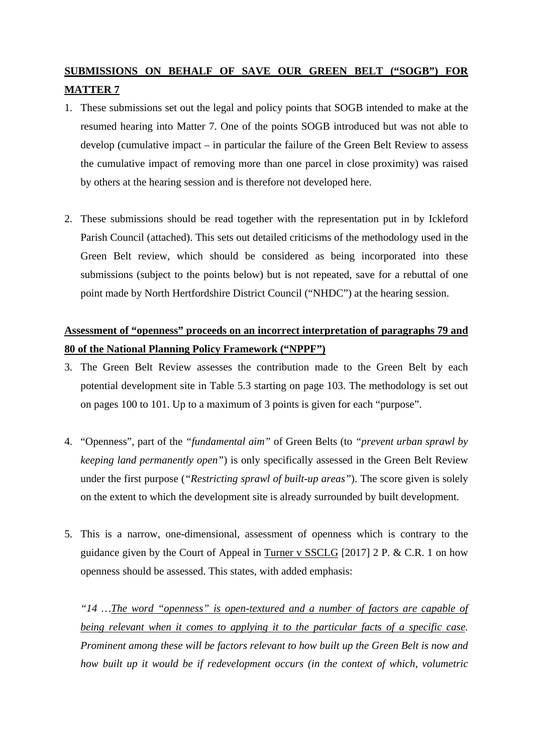**<u>SUBMISSIONS ON BEHALF OF SAVE OUR GREEN BELT ("SOGB") FOR MATTER 7</u>**

1. These submissions set out the legal and policy points that SOGB intended to make at the resumed hearing into Matter 7. One of the points SOGB introduced but was not able to develop (cumulative impact – in particular the failure of the Green Belt Review to assess the cumulative impact of removing more than one parcel in close proximity) was raised by others at the hearing session and is therefore not developed here.

2. These submissions should be read together with the representation put in by Ickleford Parish Council (attached). This sets out detailed criticisms of the methodology used in the Green Belt review, which should be considered as being incorporated into these submissions (subject to the points below) but is not repeated, save for a rebuttal of one point made by North Hertfordshire District Council ("NHDC") at the hearing session.

**<u>Assessment of "openness" proceeds on an incorrect interpretation of paragraphs 79 and 80 of the National Planning Policy Framework ("NPPF")</u>**

3. The Green Belt Review assesses the contribution made to the Green Belt by each potential development site in Table 5.3 starting on page 103. The methodology is set out on pages 100 to 101. Up to a maximum of 3 points is given for each "purpose".

4. "Openness", part of the *"fundamental aim"* of Green Belts (to *"prevent urban sprawl by keeping land permanently open"*) is only specifically assessed in the Green Belt Review under the first purpose (*"Restricting sprawl of built-up areas"*). The score given is solely on the extent to which the development site is already surrounded by built development.

5. This is a narrow, one-dimensional, assessment of openness which is contrary to the guidance given by the Court of Appeal in <u>Turner v SSCLG</u> [2017] 2 P. & C.R. 1 on how openness should be assessed. This states, with added emphasis:

   *"14 …<u>The word "openness" is open-textured and a number of factors are capable of being relevant when it comes to applying it to the particular facts of a specific case</u>. Prominent among these will be factors relevant to how built up the Green Belt is now and how built up it would be if redevelopment occurs (in the context of which, volumetric*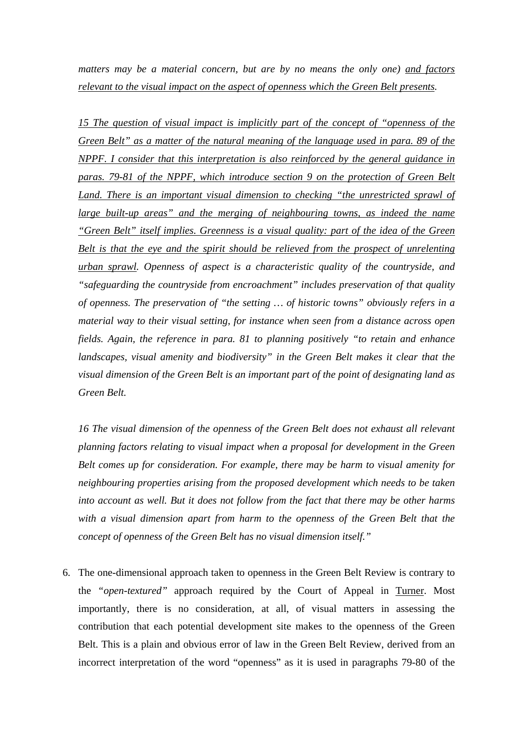*matters may be a material concern, but are by no means the only one)* <u>*and factors relevant to the visual impact on the aspect of openness which the Green Belt presents*</u>*.*

<u>*15 The question of visual impact is implicitly part of the concept of "openness of the Green Belt" as a matter of the natural meaning of the language used in para. 89 of the NPPF. I consider that this interpretation is also reinforced by the general guidance in paras. 79-81 of the NPPF, which introduce section 9 on the protection of Green Belt Land. There is an important visual dimension to checking "the unrestricted sprawl of large built-up areas" and the merging of neighbouring towns, as indeed the name "Green Belt" itself implies. Greenness is a visual quality: part of the idea of the Green Belt is that the eye and the spirit should be relieved from the prospect of unrelenting urban sprawl*</u>*. Openness of aspect is a characteristic quality of the countryside, and "safeguarding the countryside from encroachment" includes preservation of that quality of openness. The preservation of "the setting … of historic towns" obviously refers in a material way to their visual setting, for instance when seen from a distance across open fields. Again, the reference in para. 81 to planning positively "to retain and enhance landscapes, visual amenity and biodiversity" in the Green Belt makes it clear that the visual dimension of the Green Belt is an important part of the point of designating land as Green Belt.*

*16 The visual dimension of the openness of the Green Belt does not exhaust all relevant planning factors relating to visual impact when a proposal for development in the Green Belt comes up for consideration. For example, there may be harm to visual amenity for neighbouring properties arising from the proposed development which needs to be taken into account as well. But it does not follow from the fact that there may be other harms with a visual dimension apart from harm to the openness of the Green Belt that the concept of openness of the Green Belt has no visual dimension itself."*

6. The one-dimensional approach taken to openness in the Green Belt Review is contrary to the *"open-textured"* approach required by the Court of Appeal in <u>Turner</u>. Most importantly, there is no consideration, at all, of visual matters in assessing the contribution that each potential development site makes to the openness of the Green Belt. This is a plain and obvious error of law in the Green Belt Review, derived from an incorrect interpretation of the word "openness" as it is used in paragraphs 79-80 of the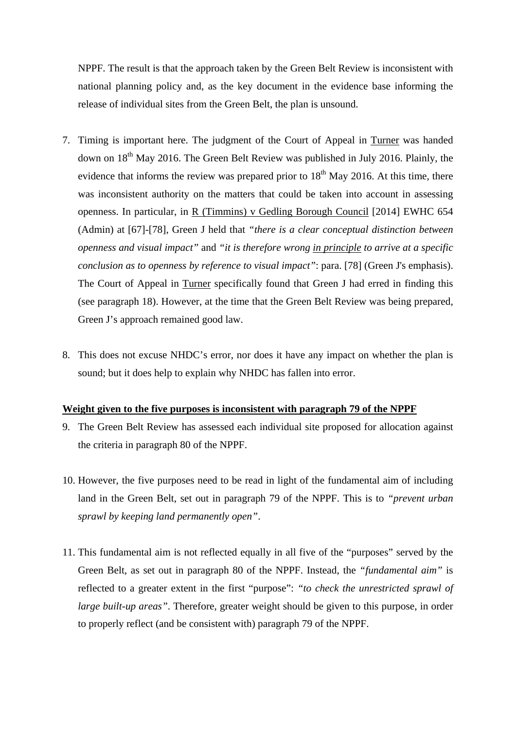NPPF. The result is that the approach taken by the Green Belt Review is inconsistent with national planning policy and, as the key document in the evidence base informing the release of individual sites from the Green Belt, the plan is unsound.

7. Timing is important here. The judgment of the Court of Appeal in Turner was handed down on 18th May 2016. The Green Belt Review was published in July 2016. Plainly, the evidence that informs the review was prepared prior to 18th May 2016. At this time, there was inconsistent authority on the matters that could be taken into account in assessing openness. In particular, in R (Timmins) v Gedling Borough Council [2014] EWHC 654 (Admin) at [67]-[78], Green J held that *"there is a clear conceptual distinction between openness and visual impact"* and *"it is therefore wrong in principle to arrive at a specific conclusion as to openness by reference to visual impact"*: para. [78] (Green J's emphasis). The Court of Appeal in Turner specifically found that Green J had erred in finding this (see paragraph 18). However, at the time that the Green Belt Review was being prepared, Green J's approach remained good law.

8. This does not excuse NHDC's error, nor does it have any impact on whether the plan is sound; but it does help to explain why NHDC has fallen into error.

**Weight given to the five purposes is inconsistent with paragraph 79 of the NPPF**

9. The Green Belt Review has assessed each individual site proposed for allocation against the criteria in paragraph 80 of the NPPF.

10. However, the five purposes need to be read in light of the fundamental aim of including land in the Green Belt, set out in paragraph 79 of the NPPF. This is to *"prevent urban sprawl by keeping land permanently open"*.

11. This fundamental aim is not reflected equally in all five of the "purposes" served by the Green Belt, as set out in paragraph 80 of the NPPF. Instead, the *"fundamental aim"* is reflected to a greater extent in the first "purpose": *"to check the unrestricted sprawl of large built-up areas"*. Therefore, greater weight should be given to this purpose, in order to properly reflect (and be consistent with) paragraph 79 of the NPPF.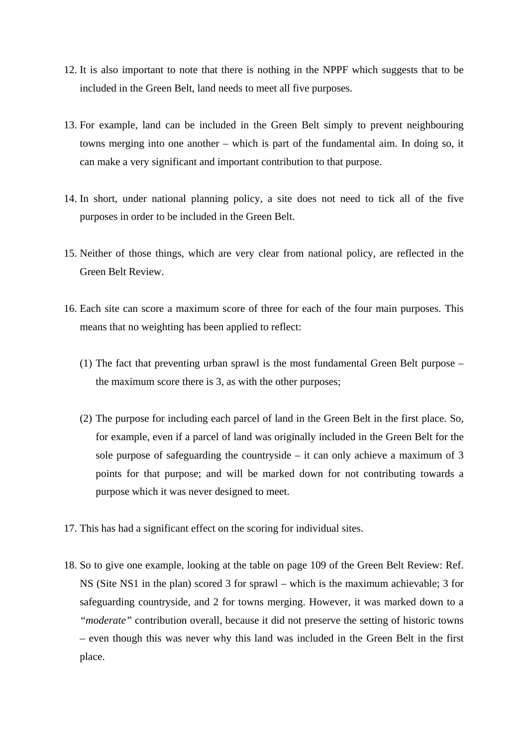12. It is also important to note that there is nothing in the NPPF which suggests that to be included in the Green Belt, land needs to meet all five purposes.

13. For example, land can be included in the Green Belt simply to prevent neighbouring towns merging into one another – which is part of the fundamental aim. In doing so, it can make a very significant and important contribution to that purpose.

14. In short, under national planning policy, a site does not need to tick all of the five purposes in order to be included in the Green Belt.

15. Neither of those things, which are very clear from national policy, are reflected in the Green Belt Review.

16. Each site can score a maximum score of three for each of the four main purposes. This means that no weighting has been applied to reflect:

    (1) The fact that preventing urban sprawl is the most fundamental Green Belt purpose – the maximum score there is 3, as with the other purposes;

    (2) The purpose for including each parcel of land in the Green Belt in the first place. So, for example, even if a parcel of land was originally included in the Green Belt for the sole purpose of safeguarding the countryside – it can only achieve a maximum of 3 points for that purpose; and will be marked down for not contributing towards a purpose which it was never designed to meet.

17. This has had a significant effect on the scoring for individual sites.

18. So to give one example, looking at the table on page 109 of the Green Belt Review: Ref. NS (Site NS1 in the plan) scored 3 for sprawl – which is the maximum achievable; 3 for safeguarding countryside, and 2 for towns merging. However, it was marked down to a *"moderate"* contribution overall, because it did not preserve the setting of historic towns – even though this was never why this land was included in the Green Belt in the first place.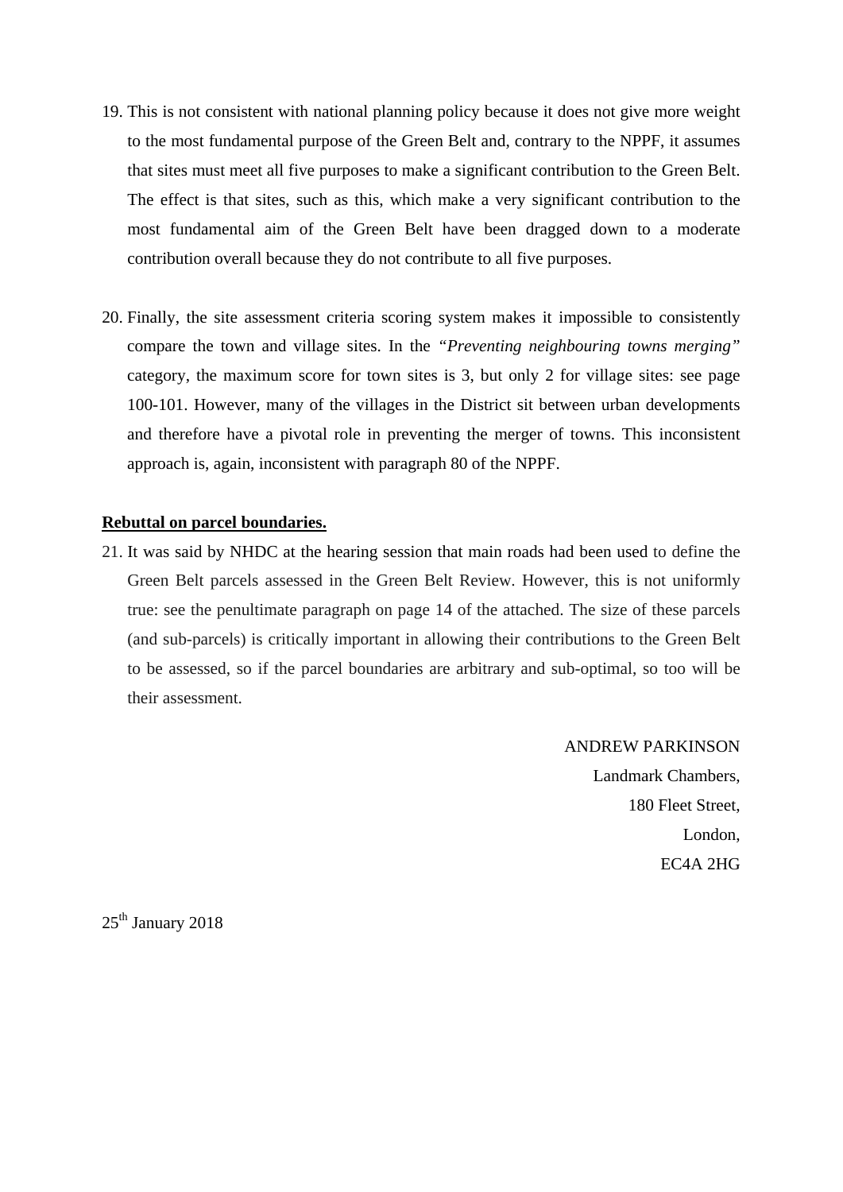19. This is not consistent with national planning policy because it does not give more weight to the most fundamental purpose of the Green Belt and, contrary to the NPPF, it assumes that sites must meet all five purposes to make a significant contribution to the Green Belt. The effect is that sites, such as this, which make a very significant contribution to the most fundamental aim of the Green Belt have been dragged down to a moderate contribution overall because they do not contribute to all five purposes.

20. Finally, the site assessment criteria scoring system makes it impossible to consistently compare the town and village sites. In the *"Preventing neighbouring towns merging"* category, the maximum score for town sites is 3, but only 2 for village sites: see page 100-101. However, many of the villages in the District sit between urban developments and therefore have a pivotal role in preventing the merger of towns. This inconsistent approach is, again, inconsistent with paragraph 80 of the NPPF.

**Rebuttal on parcel boundaries.**

21. It was said by NHDC at the hearing session that main roads had been used to define the Green Belt parcels assessed in the Green Belt Review. However, this is not uniformly true: see the penultimate paragraph on page 14 of the attached. The size of these parcels (and sub-parcels) is critically important in allowing their contributions to the Green Belt to be assessed, so if the parcel boundaries are arbitrary and sub-optimal, so too will be their assessment.

ANDREW PARKINSON
Landmark Chambers,
180 Fleet Street,
London,
EC4A 2HG

25th January 2018